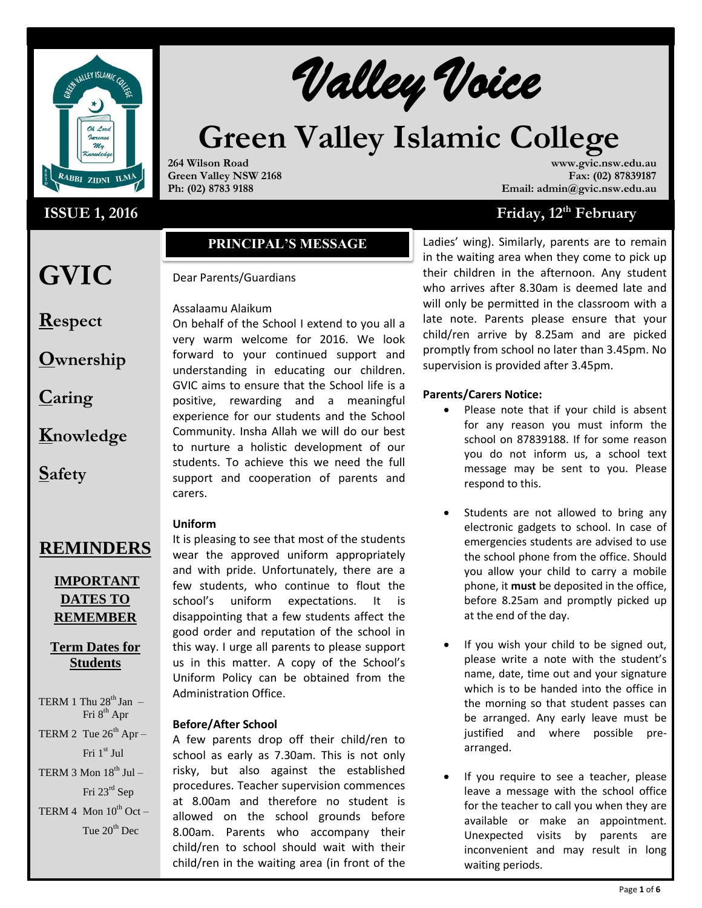# Valley Voice

# Green Valley Islamic College

264 Wilson Road
Green Valley NSW 2168
Ph: (02) 8783 9188

www.gvic.nsw.edu.au
Fax: (02) 87839187
Email: admin@gvic.nsw.edu.au

**ISSUE 1, 2016** — **Friday, 12th February**

# GVIC

**R**espect

**O**wnership

**C**aring

**K**nowledge

**S**afety

## REMINDERS

### IMPORTANT DATES TO REMEMBER

### Term Dates for Students

TERM 1 Thu 28th Jan – Fri 8th Apr

TERM 2 Tue 26th Apr – Fri 1st Jul

TERM 3 Mon 18th Jul – Fri 23rd Sep

TERM 4 Mon 10th Oct – Tue 20th Dec

## PRINCIPAL'S MESSAGE

Dear Parents/Guardians

Assalaamu Alaikum

On behalf of the School I extend to you all a very warm welcome for 2016. We look forward to your continued support and understanding in educating our children. GVIC aims to ensure that the School life is a positive, rewarding and a meaningful experience for our students and the School Community. Insha Allah we will do our best to nurture a holistic development of our students. To achieve this we need the full support and cooperation of parents and carers.

**Uniform**

It is pleasing to see that most of the students wear the approved uniform appropriately and with pride. Unfortunately, there are a few students, who continue to flout the school's uniform expectations. It is disappointing that a few students affect the good order and reputation of the school in this way. I urge all parents to please support us in this matter. A copy of the School's Uniform Policy can be obtained from the Administration Office.

**Before/After School**

A few parents drop off their child/ren to school as early as 7.30am. This is not only risky, but also against the established procedures. Teacher supervision commences at 8.00am and therefore no student is allowed on the school grounds before 8.00am. Parents who accompany their child/ren to school should wait with their child/ren in the waiting area (in front of the Ladies' wing). Similarly, parents are to remain in the waiting area when they come to pick up their children in the afternoon. Any student who arrives after 8.30am is deemed late and will only be permitted in the classroom with a late note. Parents please ensure that your child/ren arrive by 8.25am and are picked promptly from school no later than 3.45pm. No supervision is provided after 3.45pm.

**Parents/Carers Notice:**

- Please note that if your child is absent for any reason you must inform the school on 87839188. If for some reason you do not inform us, a school text message may be sent to you. Please respond to this.
- Students are not allowed to bring any electronic gadgets to school. In case of emergencies students are advised to use the school phone from the office. Should you allow your child to carry a mobile phone, it **must** be deposited in the office, before 8.25am and promptly picked up at the end of the day.
- If you wish your child to be signed out, please write a note with the student's name, date, time out and your signature which is to be handed into the office in the morning so that student passes can be arranged. Any early leave must be justified and where possible pre-arranged.
- If you require to see a teacher, please leave a message with the school office for the teacher to call you when they are available or make an appointment. Unexpected visits by parents are inconvenient and may result in long waiting periods.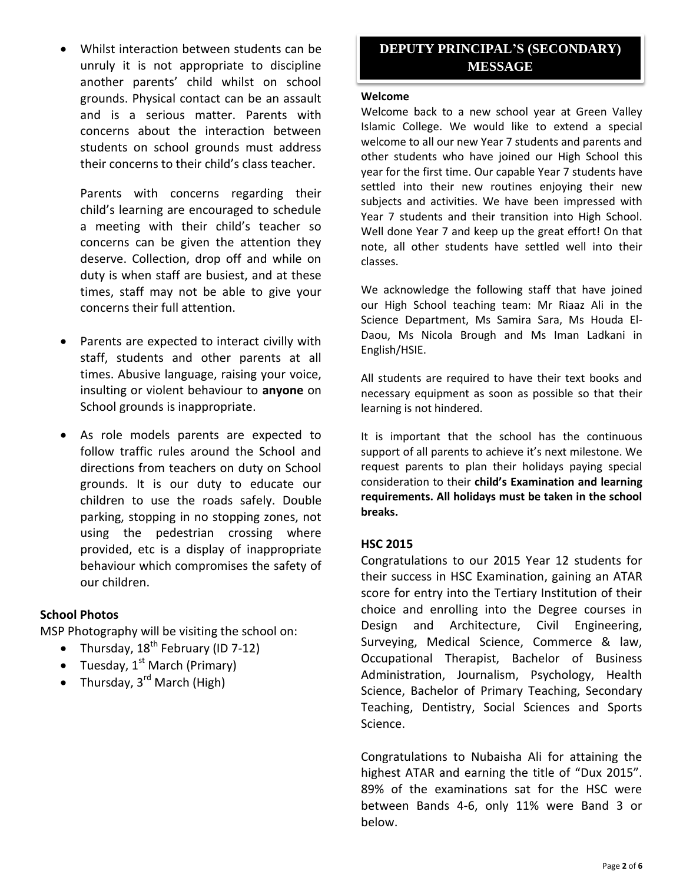- Whilst interaction between students can be unruly it is not appropriate to discipline another parents' child whilst on school grounds. Physical contact can be an assault and is a serious matter. Parents with concerns about the interaction between students on school grounds must address their concerns to their child's class teacher.

  Parents with concerns regarding their child's learning are encouraged to schedule a meeting with their child's teacher so concerns can be given the attention they deserve. Collection, drop off and while on duty is when staff are busiest, and at these times, staff may not be able to give your concerns their full attention.

- Parents are expected to interact civilly with staff, students and other parents at all times. Abusive language, raising your voice, insulting or violent behaviour to **anyone** on School grounds is inappropriate.

- As role models parents are expected to follow traffic rules around the School and directions from teachers on duty on School grounds. It is our duty to educate our children to use the roads safely. Double parking, stopping in no stopping zones, not using the pedestrian crossing where provided, etc is a display of inappropriate behaviour which compromises the safety of our children.

**School Photos**

MSP Photography will be visiting the school on:

- Thursday, 18th February (ID 7-12)
- Tuesday, 1st March (Primary)
- Thursday, 3rd March (High)

## DEPUTY PRINCIPAL'S (SECONDARY) MESSAGE

**Welcome**

Welcome back to a new school year at Green Valley Islamic College. We would like to extend a special welcome to all our new Year 7 students and parents and other students who have joined our High School this year for the first time. Our capable Year 7 students have settled into their new routines enjoying their new subjects and activities. We have been impressed with Year 7 students and their transition into High School. Well done Year 7 and keep up the great effort! On that note, all other students have settled well into their classes.

We acknowledge the following staff that have joined our High School teaching team: Mr Riaaz Ali in the Science Department, Ms Samira Sara, Ms Houda El-Daou, Ms Nicola Brough and Ms Iman Ladkani in English/HSIE.

All students are required to have their text books and necessary equipment as soon as possible so that their learning is not hindered.

It is important that the school has the continuous support of all parents to achieve it's next milestone. We request parents to plan their holidays paying special consideration to their **child's Examination and learning requirements. All holidays must be taken in the school breaks.**

**HSC 2015**

Congratulations to our 2015 Year 12 students for their success in HSC Examination, gaining an ATAR score for entry into the Tertiary Institution of their choice and enrolling into the Degree courses in Design and Architecture, Civil Engineering, Surveying, Medical Science, Commerce & law, Occupational Therapist, Bachelor of Business Administration, Journalism, Psychology, Health Science, Bachelor of Primary Teaching, Secondary Teaching, Dentistry, Social Sciences and Sports Science.

Congratulations to Nubaisha Ali for attaining the highest ATAR and earning the title of "Dux 2015". 89% of the examinations sat for the HSC were between Bands 4-6, only 11% were Band 3 or below.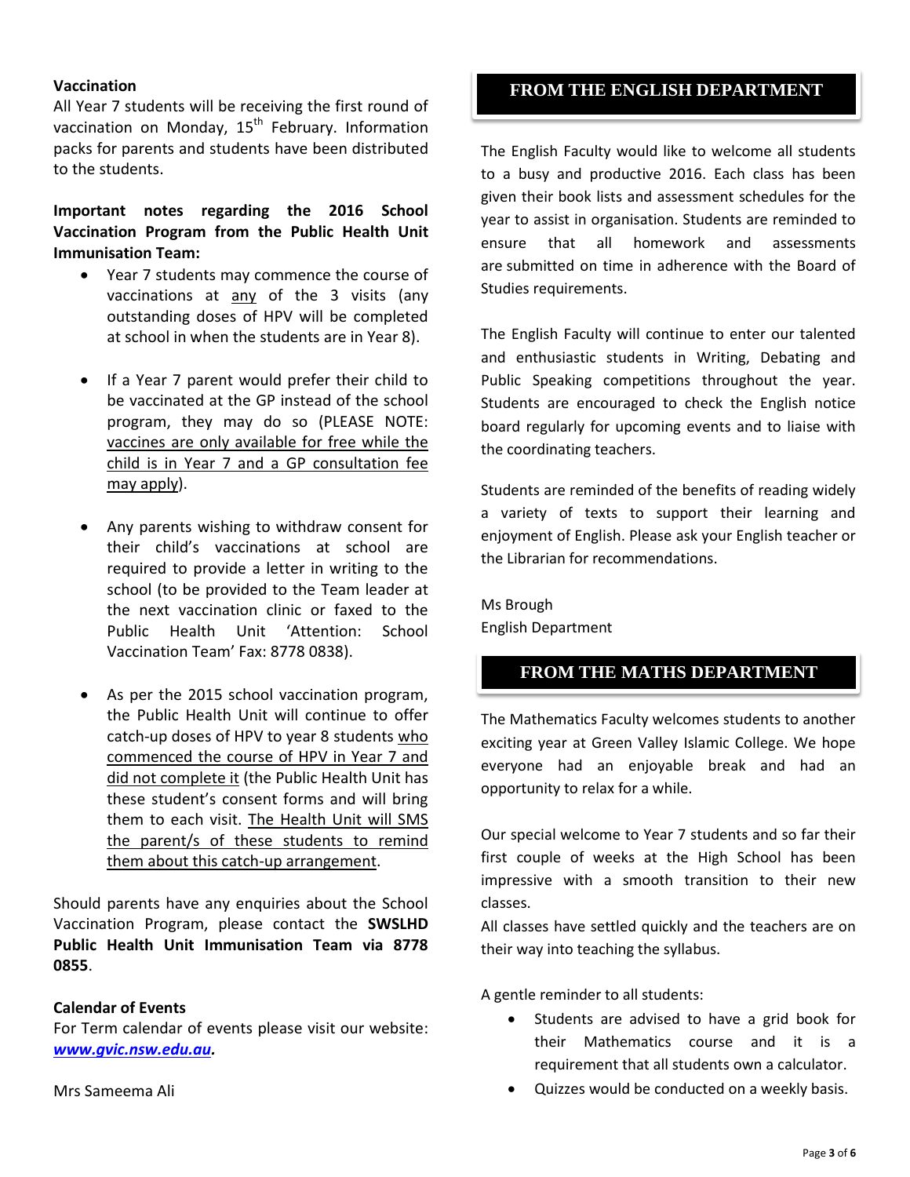**Vaccination**

All Year 7 students will be receiving the first round of vaccination on Monday, 15th February. Information packs for parents and students have been distributed to the students.

**Important notes regarding the 2016 School Vaccination Program from the Public Health Unit Immunisation Team:**

- Year 7 students may commence the course of vaccinations at any of the 3 visits (any outstanding doses of HPV will be completed at school in when the students are in Year 8).
- If a Year 7 parent would prefer their child to be vaccinated at the GP instead of the school program, they may do so (PLEASE NOTE: vaccines are only available for free while the child is in Year 7 and a GP consultation fee may apply).
- Any parents wishing to withdraw consent for their child's vaccinations at school are required to provide a letter in writing to the school (to be provided to the Team leader at the next vaccination clinic or faxed to the Public Health Unit 'Attention: School Vaccination Team' Fax: 8778 0838).
- As per the 2015 school vaccination program, the Public Health Unit will continue to offer catch-up doses of HPV to year 8 students who commenced the course of HPV in Year 7 and did not complete it (the Public Health Unit has these student's consent forms and will bring them to each visit. The Health Unit will SMS the parent/s of these students to remind them about this catch-up arrangement.

Should parents have any enquiries about the School Vaccination Program, please contact the **SWSLHD Public Health Unit Immunisation Team via 8778 0855**.

**Calendar of Events**

For Term calendar of events please visit our website: ***www.gvic.nsw.edu.au.***

Mrs Sameema Ali

## FROM THE ENGLISH DEPARTMENT

The English Faculty would like to welcome all students to a busy and productive 2016. Each class has been given their book lists and assessment schedules for the year to assist in organisation. Students are reminded to ensure that all homework and assessments are submitted on time in adherence with the Board of Studies requirements.

The English Faculty will continue to enter our talented and enthusiastic students in Writing, Debating and Public Speaking competitions throughout the year. Students are encouraged to check the English notice board regularly for upcoming events and to liaise with the coordinating teachers.

Students are reminded of the benefits of reading widely a variety of texts to support their learning and enjoyment of English. Please ask your English teacher or the Librarian for recommendations.

Ms Brough
English Department

## FROM THE MATHS DEPARTMENT

The Mathematics Faculty welcomes students to another exciting year at Green Valley Islamic College. We hope everyone had an enjoyable break and had an opportunity to relax for a while.

Our special welcome to Year 7 students and so far their first couple of weeks at the High School has been impressive with a smooth transition to their new classes.

All classes have settled quickly and the teachers are on their way into teaching the syllabus.

A gentle reminder to all students:

- Students are advised to have a grid book for their Mathematics course and it is a requirement that all students own a calculator.
- Quizzes would be conducted on a weekly basis.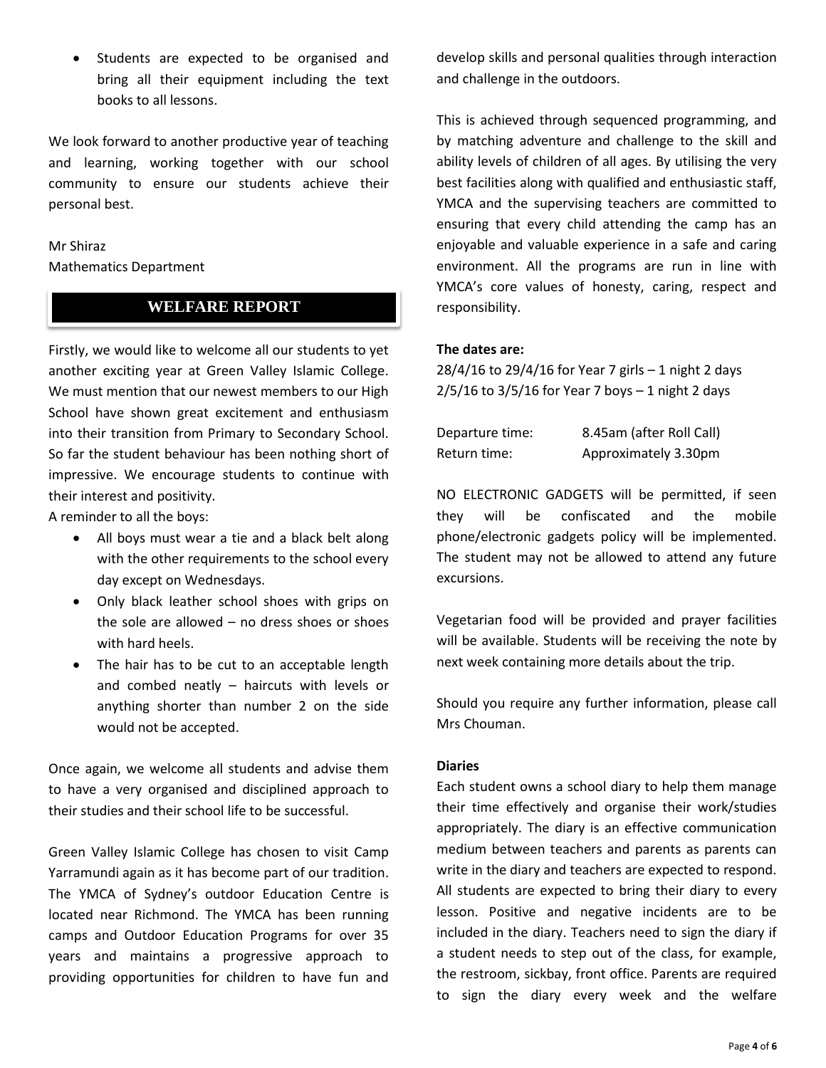- Students are expected to be organised and bring all their equipment including the text books to all lessons.

We look forward to another productive year of teaching and learning, working together with our school community to ensure our students achieve their personal best.

Mr Shiraz
Mathematics Department

## WELFARE REPORT

Firstly, we would like to welcome all our students to yet another exciting year at Green Valley Islamic College. We must mention that our newest members to our High School have shown great excitement and enthusiasm into their transition from Primary to Secondary School. So far the student behaviour has been nothing short of impressive. We encourage students to continue with their interest and positivity.

A reminder to all the boys:

- All boys must wear a tie and a black belt along with the other requirements to the school every day except on Wednesdays.
- Only black leather school shoes with grips on the sole are allowed – no dress shoes or shoes with hard heels.
- The hair has to be cut to an acceptable length and combed neatly – haircuts with levels or anything shorter than number 2 on the side would not be accepted.

Once again, we welcome all students and advise them to have a very organised and disciplined approach to their studies and their school life to be successful.

Green Valley Islamic College has chosen to visit Camp Yarramundi again as it has become part of our tradition. The YMCA of Sydney's outdoor Education Centre is located near Richmond. The YMCA has been running camps and Outdoor Education Programs for over 35 years and maintains a progressive approach to providing opportunities for children to have fun and develop skills and personal qualities through interaction and challenge in the outdoors.

This is achieved through sequenced programming, and by matching adventure and challenge to the skill and ability levels of children of all ages. By utilising the very best facilities along with qualified and enthusiastic staff, YMCA and the supervising teachers are committed to ensuring that every child attending the camp has an enjoyable and valuable experience in a safe and caring environment. All the programs are run in line with YMCA's core values of honesty, caring, respect and responsibility.

**The dates are:**

28/4/16 to 29/4/16 for Year 7 girls – 1 night 2 days
2/5/16 to 3/5/16 for Year 7 boys – 1 night 2 days

| | |
|---|---|
| Departure time: | 8.45am (after Roll Call) |
| Return time: | Approximately 3.30pm |

NO ELECTRONIC GADGETS will be permitted, if seen they will be confiscated and the mobile phone/electronic gadgets policy will be implemented. The student may not be allowed to attend any future excursions.

Vegetarian food will be provided and prayer facilities will be available. Students will be receiving the note by next week containing more details about the trip.

Should you require any further information, please call Mrs Chouman.

**Diaries**

Each student owns a school diary to help them manage their time effectively and organise their work/studies appropriately. The diary is an effective communication medium between teachers and parents as parents can write in the diary and teachers are expected to respond. All students are expected to bring their diary to every lesson. Positive and negative incidents are to be included in the diary. Teachers need to sign the diary if a student needs to step out of the class, for example, the restroom, sickbay, front office. Parents are required to sign the diary every week and the welfare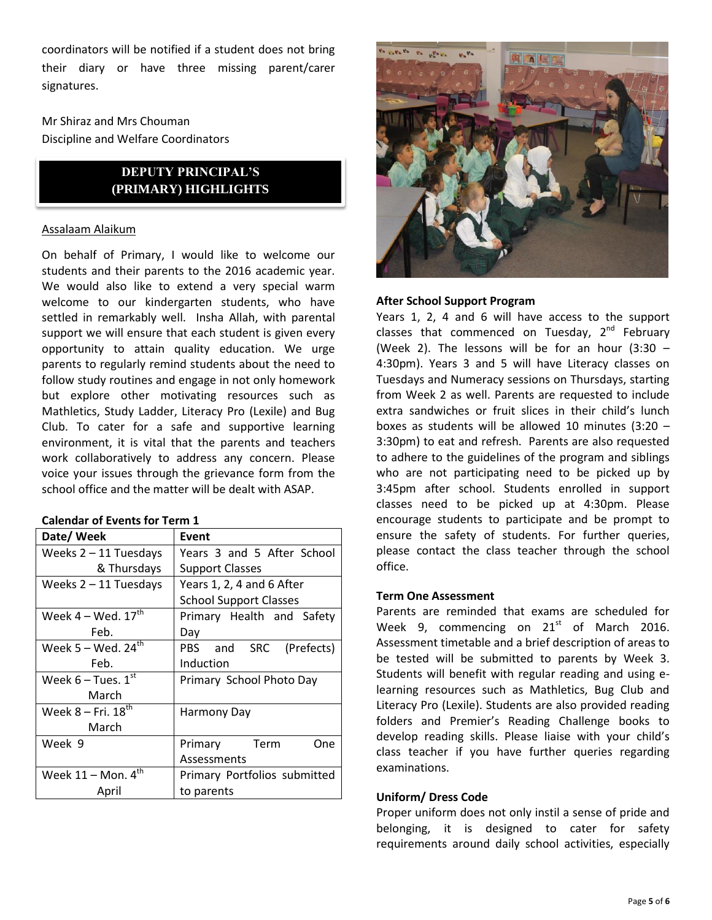coordinators will be notified if a student does not bring their diary or have three missing parent/carer signatures.

Mr Shiraz and Mrs Chouman
Discipline and Welfare Coordinators

## DEPUTY PRINCIPAL'S (PRIMARY) HIGHLIGHTS

Assalaam Alaikum

On behalf of Primary, I would like to welcome our students and their parents to the 2016 academic year. We would also like to extend a very special warm welcome to our kindergarten students, who have settled in remarkably well. Insha Allah, with parental support we will ensure that each student is given every opportunity to attain quality education. We urge parents to regularly remind students about the need to follow study routines and engage in not only homework but explore other motivating resources such as Mathletics, Study Ladder, Literacy Pro (Lexile) and Bug Club. To cater for a safe and supportive learning environment, it is vital that the parents and teachers work collaboratively to address any concern. Please voice your issues through the grievance form from the school office and the matter will be dealt with ASAP.

**Calendar of Events for Term 1**

| Date/ Week | Event |
|---|---|
| Weeks 2 – 11 Tuesdays & Thursdays | Years 3 and 5 After School Support Classes |
| Weeks 2 – 11 Tuesdays | Years 1, 2, 4 and 6 After School Support Classes |
| Week 4 – Wed. 17th Feb. | Primary Health and Safety Day |
| Week 5 – Wed. 24th Feb. | PBS and SRC (Prefects) Induction |
| Week 6 – Tues. 1st March | Primary School Photo Day |
| Week 8 – Fri. 18th March | Harmony Day |
| Week 9 | Primary Term One Assessments |
| Week 11 – Mon. 4th April | Primary Portfolios submitted to parents |

**After School Support Program**

Years 1, 2, 4 and 6 will have access to the support classes that commenced on Tuesday, 2nd February (Week 2). The lessons will be for an hour (3:30 – 4:30pm). Years 3 and 5 will have Literacy classes on Tuesdays and Numeracy sessions on Thursdays, starting from Week 2 as well. Parents are requested to include extra sandwiches or fruit slices in their child's lunch boxes as students will be allowed 10 minutes (3:20 – 3:30pm) to eat and refresh. Parents are also requested to adhere to the guidelines of the program and siblings who are not participating need to be picked up by 3:45pm after school. Students enrolled in support classes need to be picked up at 4:30pm. Please encourage students to participate and be prompt to ensure the safety of students. For further queries, please contact the class teacher through the school office.

**Term One Assessment**

Parents are reminded that exams are scheduled for Week 9, commencing on 21st of March 2016. Assessment timetable and a brief description of areas to be tested will be submitted to parents by Week 3. Students will benefit with regular reading and using e-learning resources such as Mathletics, Bug Club and Literacy Pro (Lexile). Students are also provided reading folders and Premier's Reading Challenge books to develop reading skills. Please liaise with your child's class teacher if you have further queries regarding examinations.

**Uniform/ Dress Code**

Proper uniform does not only instil a sense of pride and belonging, it is designed to cater for safety requirements around daily school activities, especially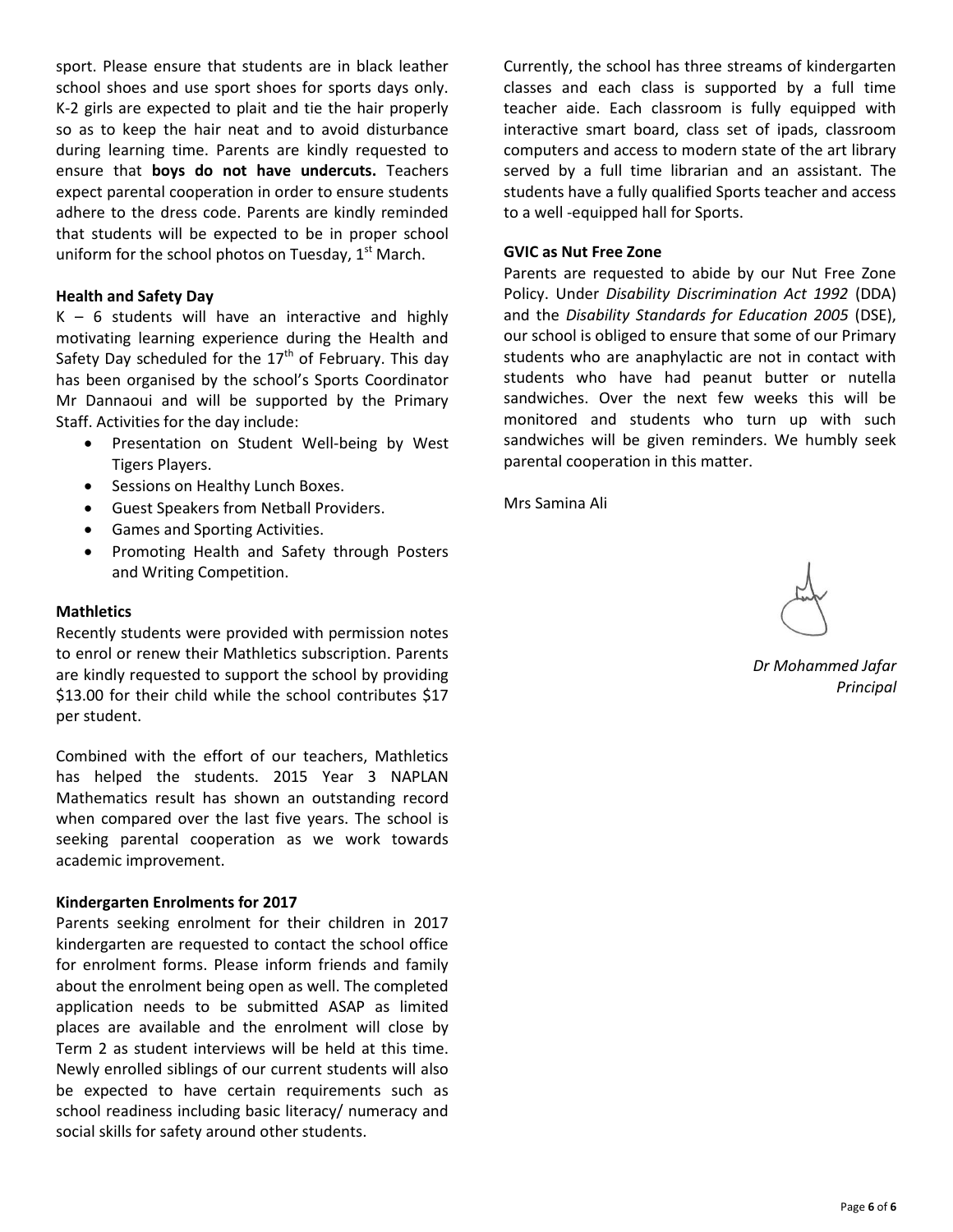sport. Please ensure that students are in black leather school shoes and use sport shoes for sports days only. K-2 girls are expected to plait and tie the hair properly so as to keep the hair neat and to avoid disturbance during learning time. Parents are kindly requested to ensure that **boys do not have undercuts.** Teachers expect parental cooperation in order to ensure students adhere to the dress code. Parents are kindly reminded that students will be expected to be in proper school uniform for the school photos on Tuesday, 1st March.

**Health and Safety Day**

K – 6 students will have an interactive and highly motivating learning experience during the Health and Safety Day scheduled for the 17th of February. This day has been organised by the school's Sports Coordinator Mr Dannaoui and will be supported by the Primary Staff. Activities for the day include:

- Presentation on Student Well-being by West Tigers Players.
- Sessions on Healthy Lunch Boxes.
- Guest Speakers from Netball Providers.
- Games and Sporting Activities.
- Promoting Health and Safety through Posters and Writing Competition.

**Mathletics**

Recently students were provided with permission notes to enrol or renew their Mathletics subscription. Parents are kindly requested to support the school by providing $13.00 for their child while the school contributes $17 per student.

Combined with the effort of our teachers, Mathletics has helped the students. 2015 Year 3 NAPLAN Mathematics result has shown an outstanding record when compared over the last five years. The school is seeking parental cooperation as we work towards academic improvement.

**Kindergarten Enrolments for 2017**

Parents seeking enrolment for their children in 2017 kindergarten are requested to contact the school office for enrolment forms. Please inform friends and family about the enrolment being open as well. The completed application needs to be submitted ASAP as limited places are available and the enrolment will close by Term 2 as student interviews will be held at this time. Newly enrolled siblings of our current students will also be expected to have certain requirements such as school readiness including basic literacy/ numeracy and social skills for safety around other students.

Currently, the school has three streams of kindergarten classes and each class is supported by a full time teacher aide. Each classroom is fully equipped with interactive smart board, class set of ipads, classroom computers and access to modern state of the art library served by a full time librarian and an assistant. The students have a fully qualified Sports teacher and access to a well -equipped hall for Sports.

**GVIC as Nut Free Zone**

Parents are requested to abide by our Nut Free Zone Policy. Under *Disability Discrimination Act 1992* (DDA) and the *Disability Standards for Education 2005* (DSE), our school is obliged to ensure that some of our Primary students who are anaphylactic are not in contact with students who have had peanut butter or nutella sandwiches. Over the next few weeks this will be monitored and students who turn up with such sandwiches will be given reminders. We humbly seek parental cooperation in this matter.

Mrs Samina Ali

*Dr Mohammed Jafar*
*Principal*